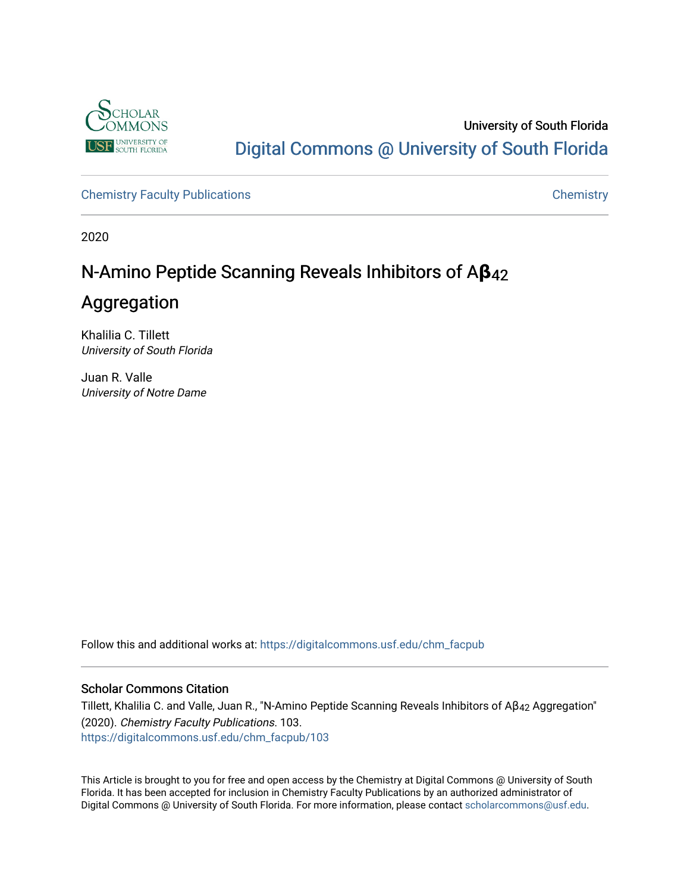University of South Florida

Digital Commons @ University of South Florida

Chemistry Faculty Publications | Chemistry

2020

# N-Amino Peptide Scanning Reveals Inhibitors of A$\beta_{42}$ Aggregation

Khalilia C. Tillett
*University of South Florida*

Juan R. Valle
*University of Notre Dame*

Follow this and additional works at: https://digitalcommons.usf.edu/chm_facpub

## Scholar Commons Citation

Tillett, Khalilia C. and Valle, Juan R., "N-Amino Peptide Scanning Reveals Inhibitors of A$\beta_{42}$ Aggregation" (2020). *Chemistry Faculty Publications*. 103.
https://digitalcommons.usf.edu/chm_facpub/103

This Article is brought to you for free and open access by the Chemistry at Digital Commons @ University of South Florida. It has been accepted for inclusion in Chemistry Faculty Publications by an authorized administrator of Digital Commons @ University of South Florida. For more information, please contact scholarcommons@usf.edu.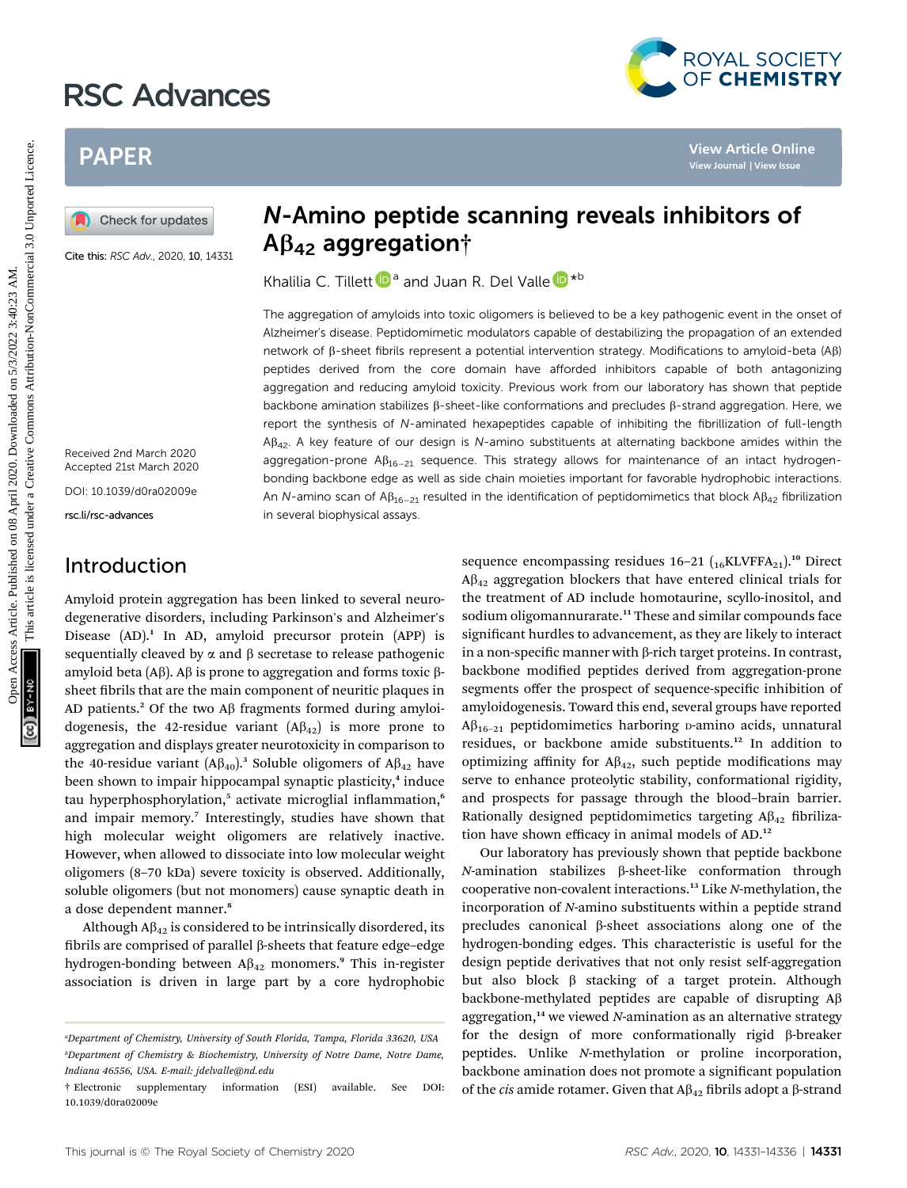# N-Amino peptide scanning reveals inhibitors of $A\beta_{42}$ aggregation†

Khalilia C. Tillett[a] and Juan R. Del Valle*[b]

Cite this: RSC Adv., 2020, 10, 14331

Received 2nd March 2020
Accepted 21st March 2020

DOI: 10.1039/d0ra02009e

rsc.li/rsc-advances

The aggregation of amyloids into toxic oligomers is believed to be a key pathogenic event in the onset of Alzheimer's disease. Peptidomimetic modulators capable of destabilizing the propagation of an extended network of β-sheet fibrils represent a potential intervention strategy. Modifications to amyloid-beta (Aβ) peptides derived from the core domain have afforded inhibitors capable of both antagonizing aggregation and reducing amyloid toxicity. Previous work from our laboratory has shown that peptide backbone amination stabilizes β-sheet-like conformations and precludes β-strand aggregation. Here, we report the synthesis of *N*-aminated hexapeptides capable of inhibiting the fibrillization of full-length $A\beta_{42}$. A key feature of our design is *N*-amino substituents at alternating backbone amides within the aggregation-prone $A\beta_{16-21}$ sequence. This strategy allows for maintenance of an intact hydrogen-bonding backbone edge as well as side chain moieties important for favorable hydrophobic interactions. An *N*-amino scan of $A\beta_{16-21}$ resulted in the identification of peptidomimetics that block $A\beta_{42}$ fibrilization in several biophysical assays.

## Introduction

Amyloid protein aggregation has been linked to several neurodegenerative disorders, including Parkinson's and Alzheimer's Disease (AD).[1] In AD, amyloid precursor protein (APP) is sequentially cleaved by α and β secretase to release pathogenic amyloid beta (Aβ). Aβ is prone to aggregation and forms toxic β-sheet fibrils that are the main component of neuritic plaques in AD patients.[2] Of the two Aβ fragments formed during amyloidogenesis, the 42-residue variant ($A\beta_{42}$) is more prone to aggregation and displays greater neurotoxicity in comparison to the 40-residue variant ($A\beta_{40}$).[3] Soluble oligomers of $A\beta_{42}$ have been shown to impair hippocampal synaptic plasticity,[4] induce tau hyperphosphorylation,[5] activate microglial inflammation,[6] and impair memory.[7] Interestingly, studies have shown that high molecular weight oligomers are relatively inactive. However, when allowed to dissociate into low molecular weight oligomers (8–70 kDa) severe toxicity is observed. Additionally, soluble oligomers (but not monomers) cause synaptic death in a dose dependent manner.[8]

Although $A\beta_{42}$ is considered to be intrinsically disordered, its fibrils are comprised of parallel β-sheets that feature edge–edge hydrogen-bonding between $A\beta_{42}$ monomers.[9] This in-register association is driven in large part by a core hydrophobic sequence encompassing residues 16–21 ($_{16}$KLVFFA$_{21}$).[10] Direct $A\beta_{42}$ aggregation blockers that have entered clinical trials for the treatment of AD include homotaurine, scyllo-inositol, and sodium oligomannurarate.[11] These and similar compounds face significant hurdles to advancement, as they are likely to interact in a non-specific manner with β-rich target proteins. In contrast, backbone modified peptides derived from aggregation-prone segments offer the prospect of sequence-specific inhibition of amyloidogenesis. Toward this end, several groups have reported $A\beta_{16-21}$ peptidomimetics harboring D-amino acids, unnatural residues, or backbone amide substituents.[12] In addition to optimizing affinity for $A\beta_{42}$, such peptide modifications may serve to enhance proteolytic stability, conformational rigidity, and prospects for passage through the blood–brain barrier. Rationally designed peptidomimetics targeting $A\beta_{42}$ fibrilization have shown efficacy in animal models of AD.[12]

Our laboratory has previously shown that peptide backbone *N*-amination stabilizes β-sheet-like conformation through cooperative non-covalent interactions.[13] Like *N*-methylation, the incorporation of *N*-amino substituents within a peptide strand precludes canonical β-sheet associations along one of the hydrogen-bonding edges. This characteristic is useful for the design peptide derivatives that not only resist self-aggregation but also block β stacking of a target protein. Although backbone-methylated peptides are capable of disrupting Aβ aggregation,[14] we viewed *N*-amination as an alternative strategy for the design of more conformationally rigid β-breaker peptides. Unlike *N*-methylation or proline incorporation, backbone amination does not promote a significant population of the *cis* amide rotamer. Given that $A\beta_{42}$ fibrils adopt a β-strand

[a]Department of Chemistry, University of South Florida, Tampa, Florida 33620, USA

[b]Department of Chemistry & Biochemistry, University of Notre Dame, Notre Dame, Indiana 46556, USA. E-mail: jdelvalle@nd.edu

† Electronic supplementary information (ESI) available. See DOI: 10.1039/d0ra02009e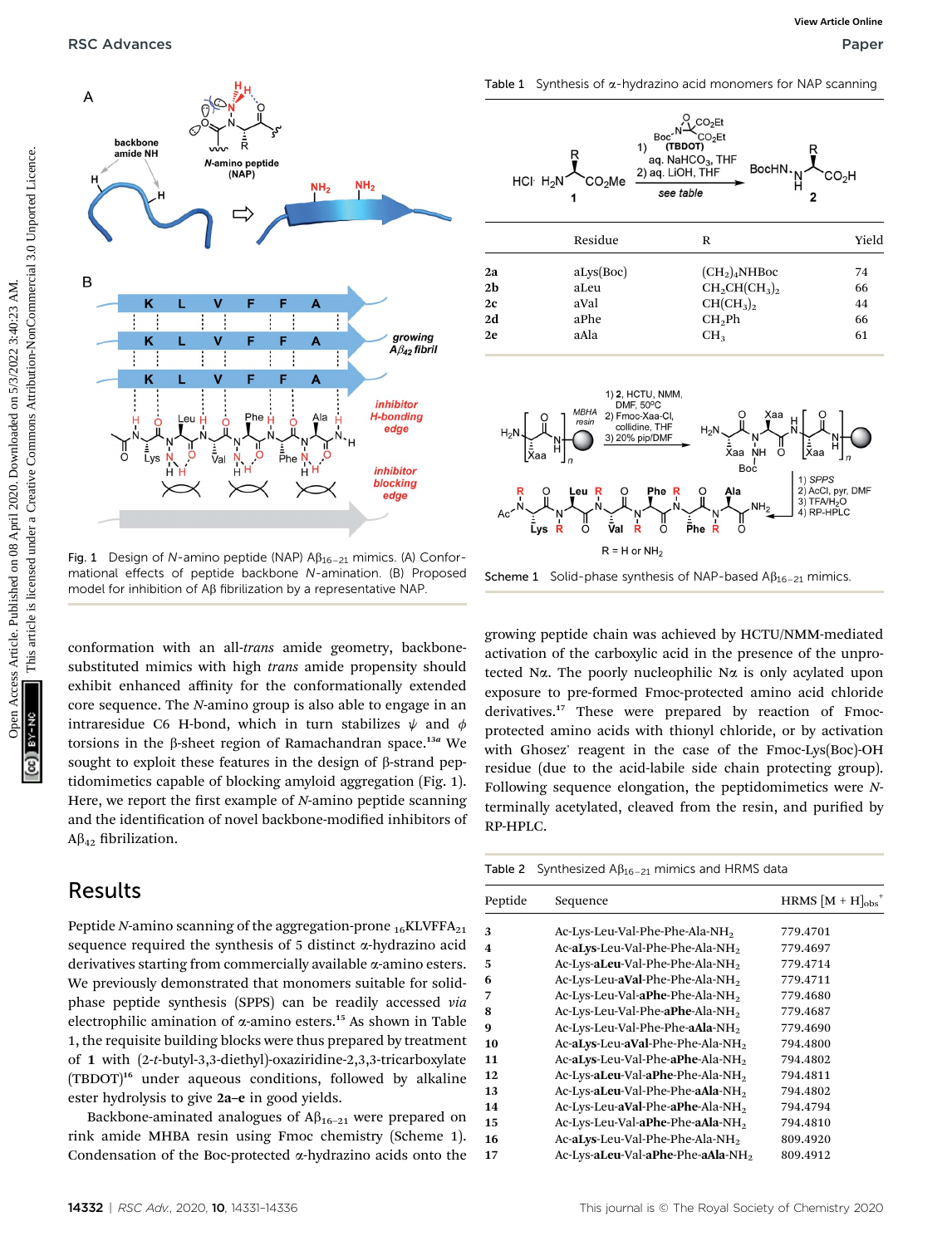Fig. 1 Design of N-amino peptide (NAP) $A\beta_{16-21}$ mimics. (A) Conformational effects of peptide backbone N-amination. (B) Proposed model for inhibition of Aβ fibrilization by a representative NAP.

conformation with an all-*trans* amide geometry, backbone-substituted mimics with high *trans* amide propensity should exhibit enhanced affinity for the conformationally extended core sequence. The N-amino group is also able to engage in an intraresidue C6 H-bond, which in turn stabilizes $\psi$ and $\phi$ torsions in the β-sheet region of Ramachandran space.[13a] We sought to exploit these features in the design of β-strand peptidomimetics capable of blocking amyloid aggregation (Fig. 1). Here, we report the first example of N-amino peptide scanning and the identification of novel backbone-modified inhibitors of $A\beta_{42}$ fibrilization.

## Results

Peptide N-amino scanning of the aggregation-prone $_{16}$KLVFFA$_{21}$ sequence required the synthesis of 5 distinct α-hydrazino acid derivatives starting from commercially available α-amino esters. We previously demonstrated that monomers suitable for solid-phase peptide synthesis (SPPS) can be readily accessed *via* electrophilic amination of α-amino esters.[15] As shown in Table 1, the requisite building blocks were thus prepared by treatment of **1** with (2-*t*-butyl-3,3-diethyl)-oxaziridine-2,3,3-tricarboxylate (TBDOT)[16] under aqueous conditions, followed by alkaline ester hydrolysis to give **2a–e** in good yields.

Backbone-aminated analogues of $A\beta_{16-21}$ were prepared on rink amide MHBA resin using Fmoc chemistry (Scheme 1). Condensation of the Boc-protected α-hydrazino acids onto the growing peptide chain was achieved by HCTU/NMM-mediated activation of the carboxylic acid in the presence of the unprotected Nα. The poorly nucleophilic Nα is only acylated upon exposure to pre-formed Fmoc-protected amino acid chloride derivatives.[17] These were prepared by reaction of Fmoc-protected amino acids with thionyl chloride, or by activation with Ghosez' reagent in the case of the Fmoc-Lys(Boc)-OH residue (due to the acid-labile side chain protecting group). Following sequence elongation, the peptidomimetics were N-terminally acetylated, cleaved from the resin, and purified by RP-HPLC.

Table 1 Synthesis of α-hydrazino acid monomers for NAP scanning

HCl· H₂N–CH(R)–CO₂Me (**1**) → 1) TBDOT, aq. $NaHCO_3$, THF; 2) aq. LiOH, THF (see table) → BocHN–NH–CH(R)–CO₂H (**2**)

| | Residue | R | Yield |
|---|---|---|---|
| **2a** | aLys(Boc) | $(CH_2)_4NHBoc$ | 74 |
| **2b** | aLeu | $CH_2CH(CH_3)_2$ | 66 |
| **2c** | aVal | $CH(CH_3)_2$ | 44 |
| **2d** | aPhe | $CH_2Ph$ | 66 |
| **2e** | aAla | $CH_3$ | 61 |

Scheme 1 Solid-phase synthesis of NAP-based $A\beta_{16-21}$ mimics. [1) **2**, HCTU, NMM, DMF, 50 °C; 2) Fmoc-Xaa-Cl, collidine, THF; 3) 20% pip/DMF; then 1) SPPS; 2) AcCl, pyr, DMF; 3) TFA/H₂O; 4) RP-HPLC. R = H or NH₂]

Table 2 Synthesized $A\beta_{16-21}$ mimics and HRMS data

| Peptide | Sequence | HRMS $[M + H]^+_{obs}$ |
|---|---|---|
| **3** | Ac-Lys-Leu-Val-Phe-Phe-Ala-$NH_2$ | 779.4701 |
| **4** | Ac-**aLys**-Leu-Val-Phe-Phe-Ala-$NH_2$ | 779.4697 |
| **5** | Ac-Lys-**aLeu**-Val-Phe-Phe-Ala-$NH_2$ | 779.4714 |
| **6** | Ac-Lys-Leu-**aVal**-Phe-Phe-Ala-$NH_2$ | 779.4711 |
| **7** | Ac-Lys-Leu-Val-**aPhe**-Phe-Ala-$NH_2$ | 779.4680 |
| **8** | Ac-Lys-Leu-Val-Phe-**aPhe**-Ala-$NH_2$ | 779.4687 |
| **9** | Ac-Lys-Leu-Val-Phe-Phe-**aAla**-$NH_2$ | 779.4690 |
| **10** | Ac-**aLys**-Leu-**aVal**-Phe-Phe-Ala-$NH_2$ | 794.4800 |
| **11** | Ac-**aLys**-Leu-Val-Phe-**aPhe**-Ala-$NH_2$ | 794.4802 |
| **12** | Ac-**aLys**-Leu-Val-**aPhe**-Phe-Ala-$NH_2$ | 794.4811 |
| **13** | Ac-Lys-**aLeu**-Val-Phe-Phe-**aAla**-$NH_2$ | 794.4802 |
| **14** | Ac-Lys-Leu-**aVal**-Phe-**aPhe**-Ala-$NH_2$ | 794.4794 |
| **15** | Ac-Lys-Leu-Val-**aPhe**-Phe-**aAla**-$NH_2$ | 794.4810 |
| **16** | Ac-**aLys**-Leu-Val-Phe-Phe-**aAla**-$NH_2$ | 809.4920 |
| **17** | Ac-Lys-**aLeu**-Val-**aPhe**-Phe-**aAla**-$NH_2$ | 809.4912 |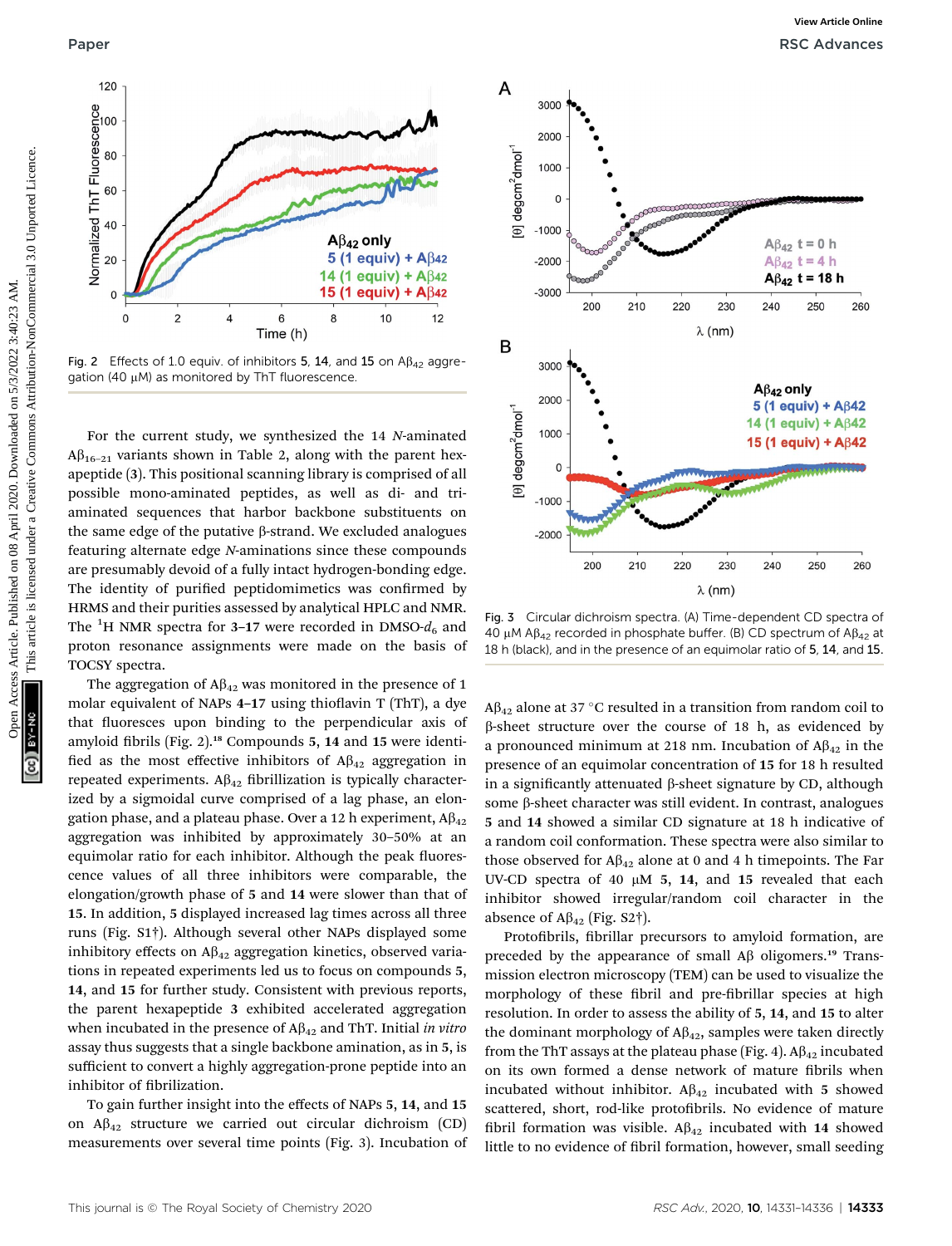Fig. 2 Effects of 1.0 equiv. of inhibitors **5**, **14**, and **15** on $A\beta_{42}$ aggregation (40 μM) as monitored by ThT fluorescence.

For the current study, we synthesized the 14 *N*-aminated $A\beta_{16-21}$ variants shown in Table 2, along with the parent hexapeptide (**3**). This positional scanning library is comprised of all possible mono-aminated peptides, as well as di- and tri-aminated sequences that harbor backbone substituents on the same edge of the putative β-strand. We excluded analogues featuring alternate edge *N*-aminations since these compounds are presumably devoid of a fully intact hydrogen-bonding edge. The identity of purified peptidomimetics was confirmed by HRMS and their purities assessed by analytical HPLC and NMR. The $^{1}H$ NMR spectra for **3–17** were recorded in DMSO-$d_6$ and proton resonance assignments were made on the basis of TOCSY spectra.

The aggregation of $A\beta_{42}$ was monitored in the presence of 1 molar equivalent of NAPs **4–17** using thioflavin T (ThT), a dye that fluoresces upon binding to the perpendicular axis of amyloid fibrils (Fig. 2).[18] Compounds **5**, **14** and **15** were identified as the most effective inhibitors of $A\beta_{42}$ aggregation in repeated experiments. $A\beta_{42}$ fibrillization is typically characterized by a sigmoidal curve comprised of a lag phase, an elongation/growth phase, and a plateau phase. Over a 12 h experiment, $A\beta_{42}$ aggregation was inhibited by approximately 30–50% at an equimolar ratio for each inhibitor. Although the peak fluorescence values of all three inhibitors were comparable, the elongation/growth phase of **5** and **14** were slower than that of **15**. In addition, **5** displayed increased lag times across all three runs (Fig. S1†). Although several other NAPs displayed some inhibitory effects on $A\beta_{42}$ aggregation kinetics, observed variations in repeated experiments led us to focus on compounds **5**, **14**, and **15** for further study. Consistent with previous reports, the parent hexapeptide **3** exhibited accelerated aggregation when incubated in the presence of $A\beta_{42}$ and ThT. Initial *in vitro* assay thus suggests that a single backbone amination, as in **5**, is sufficient to convert a highly aggregation-prone peptide into an inhibitor of fibrilization.

To gain further insight into the effects of NAPs **5**, **14**, and **15** on $A\beta_{42}$ structure we carried out circular dichroism (CD) measurements over several time points (Fig. 3). Incubation of $A\beta_{42}$ alone at 37 °C resulted in a transition from random coil to β-sheet structure over the course of 18 h, as evidenced by a pronounced minimum at 218 nm. Incubation of $A\beta_{42}$ in the presence of an equimolar concentration of **15** for 18 h resulted in a significantly attenuated β-sheet signature by CD, although some β-sheet character was still evident. In contrast, analogues **5** and **14** showed a similar CD signature at 18 h indicative of a random coil conformation. These spectra were also similar to those observed for $A\beta_{42}$ alone at 0 and 4 h timepoints. The Far UV-CD spectra of 40 μM **5**, **14**, and **15** revealed that each inhibitor showed irregular/random coil character in the absence of $A\beta_{42}$ (Fig. S2†).

Fig. 3 Circular dichroism spectra. (A) Time-dependent CD spectra of 40 μM $A\beta_{42}$ recorded in phosphate buffer. (B) CD spectrum of $A\beta_{42}$ at 18 h (black), and in the presence of an equimolar ratio of **5**, **14**, and **15**.

Protofibrils, fibrillar precursors to amyloid formation, are preceded by the appearance of small Aβ oligomers.[19] Transmission electron microscopy (TEM) can be used to visualize the morphology of these fibril and pre-fibrillar species at high resolution. In order to assess the ability of **5**, **14**, and **15** to alter the dominant morphology of $A\beta_{42}$, samples were taken directly from the ThT assays at the plateau phase (Fig. 4). $A\beta_{42}$ incubated on its own formed a dense network of mature fibrils when incubated without inhibitor. $A\beta_{42}$ incubated with **5** showed scattered, short, rod-like protofibrils. No evidence of mature fibril formation was visible. $A\beta_{42}$ incubated with **14** showed little to no evidence of fibril formation, however, small seeding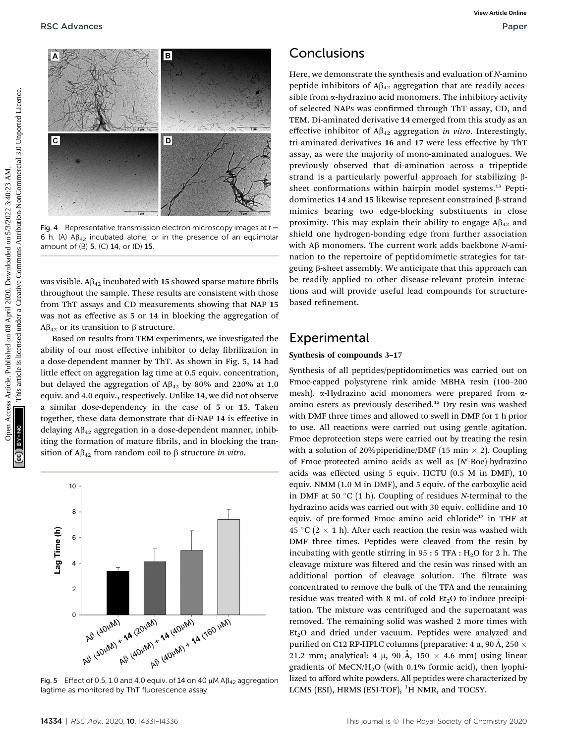Fig. 4 Representative transmission electron microscopy images at $t$ = 6 h. (A) $A\beta_{42}$ incubated alone, or in the presence of an equimolar amount of (B) **5**, (C) **14**, or (D) **15**.

was visible. $A\beta_{42}$ incubated with **15** showed sparse mature fibrils throughout the sample. These results are consistent with those from ThT assays and CD measurements showing that NAP **15** was not as effective as **5** or **14** in blocking the aggregation of $A\beta_{42}$ or its transition to β structure.

Based on results from TEM experiments, we investigated the ability of our most effective inhibitor to delay fibrilization in a dose-dependent manner by ThT. As shown in Fig. 5, **14** had little effect on aggregation lag time at 0.5 equiv. concentration, but delayed the aggregation of $A\beta_{42}$ by 80% and 220% at 1.0 equiv. and 4.0 equiv., respectively. Unlike **14**, we did not observe a similar dose-dependency in the case of **5** or **15**. Taken together, these data demonstrate that di-NAP **14** is effective in delaying $A\beta_{42}$ aggregation in a dose-dependent manner, inhibiting the formation of mature fibrils, and in blocking the transition of $A\beta_{42}$ from random coil to β structure *in vitro*.

Fig. 5 Effect of 0.5, 1.0 and 4.0 equiv. of **14** on 40 μM $A\beta_{42}$ aggregation lagtime as monitored by ThT fluorescence assay.

## Conclusions

Here, we demonstrate the synthesis and evaluation of *N*-amino peptide inhibitors of $A\beta_{42}$ aggregation that are readily accessible from α-hydrazino acid monomers. The inhibitory activity of selected NAPs was confirmed through ThT assay, CD, and TEM. Di-aminated derivative **14** emerged from this study as an effective inhibitor of $A\beta_{42}$ aggregation *in vitro*. Interestingly, tri-aminated derivatives **16** and **17** were less effective by ThT assay, as were the majority of mono-aminated analogues. We previously observed that di-amination across a tripeptide strand is a particularly powerful approach for stabilizing β-sheet conformations within hairpin model systems.[13] Peptidomimetics **14** and **15** likewise represent constrained β-strand mimics bearing two edge-blocking substituents in close proximity. This may explain their ability to engage $A\beta_{42}$ and shield one hydrogen-bonding edge from further association with Aβ monomers. The current work adds backbone *N*-amination to the repertoire of peptidomimetic strategies for targeting β-sheet assembly. We anticipate that this approach can be readily applied to other disease-relevant protein interactions and will provide useful lead compounds for structure-based refinement.

## Experimental

### Synthesis of compounds 3–17

Synthesis of all peptides/peptidomimetics was carried out on Fmoc-capped polystyrene rink amide MBHA resin (100–200 mesh). α-Hydrazino acid monomers were prepared from α-amino esters as previously described.[15] Dry resin was washed with DMF three times and allowed to swell in DMF for 1 h prior to use. All reactions were carried out using gentle agitation. Fmoc deprotection steps were carried out by treating the resin with a solution of 20%piperidine/DMF (15 min × 2). Coupling of Fmoc-protected amino acids as well as (*N*′-Boc)-hydrazino acids was effected using 5 equiv. HCTU (0.5 M in DMF), 10 equiv. NMM (1.0 M in DMF), and 5 equiv. of the carboxylic acid in DMF at 50 °C (1 h). Coupling of residues *N*-terminal to the hydrazino acids was carried out with 30 equiv. collidine and 10 equiv. of pre-formed Fmoc amino acid chloride[17] in THF at 45 °C (2 × 1 h). After each reaction the resin was washed with DMF three times. Peptides were cleaved from the resin by incubating with gentle stirring in 95 : 5 TFA : $H_2O$ for 2 h. The cleavage mixture was filtered and the resin was rinsed with an additional portion of cleavage solution. The filtrate was concentrated to remove the bulk of the TFA and the remaining residue was treated with 8 mL of cold $Et_2O$ to induce precipitation. The mixture was centrifuged and the supernatant was removed. The remaining solid was washed 2 more times with $Et_2O$ and dried under vacuum. Peptides were analyzed and purified on C12 RP-HPLC columns (preparative: 4 μ, 90 Å, 250 × 21.2 mm; analytical: 4 μ, 90 Å, 150 × 4.6 mm) using linear gradients of MeCN/$H_2O$ (with 0.1% formic acid), then lyophilized to afford white powders. All peptides were characterized by LCMS (ESI), HRMS (ESI-TOF), $^1$H NMR, and TOCSY.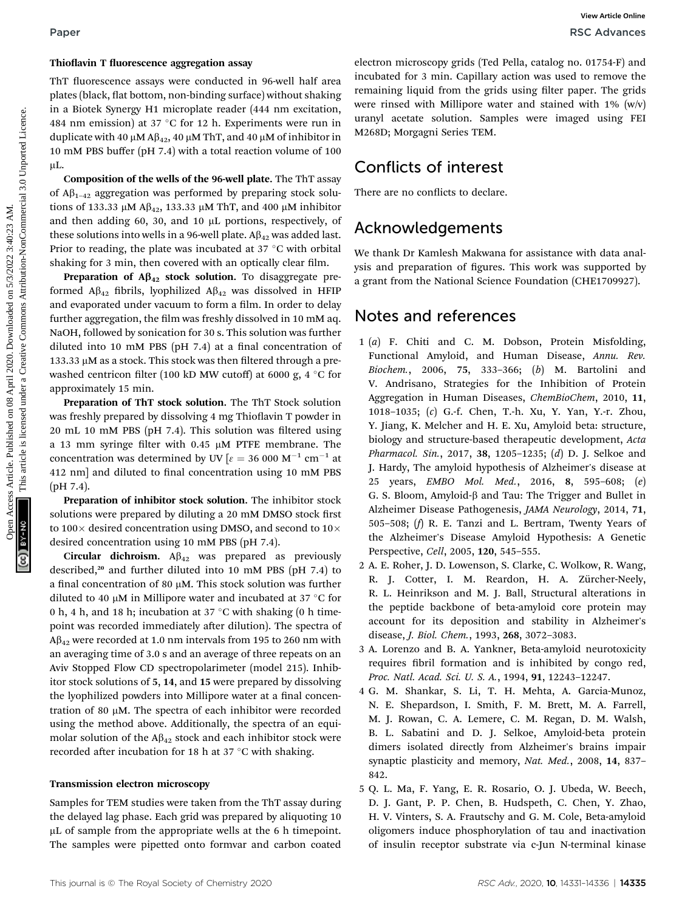**Thioflavin T fluorescence aggregation assay**

ThT fluorescence assays were conducted in 96-well half area plates (black, flat bottom, non-binding surface) without shaking in a Biotek Synergy H1 microplate reader (444 nm excitation, 484 nm emission) at 37 °C for 12 h. Experiments were run in duplicate with 40 μM A$\beta_{42}$, 40 μM ThT, and 40 μM of inhibitor in 10 mM PBS buffer (pH 7.4) with a total reaction volume of 100 μL.

**Composition of the wells of the 96-well plate.** The ThT assay of A$\beta_{1-42}$ aggregation was performed by preparing stock solutions of 133.33 μM A$\beta_{42}$, 133.33 μM ThT, and 400 μM inhibitor and then adding 60, 30, and 10 μL portions, respectively, of these solutions into wells in a 96-well plate. A$\beta_{42}$ was added last. Prior to reading, the plate was incubated at 37 °C with orbital shaking for 3 min, then covered with an optically clear film.

**Preparation of A$\beta_{42}$ stock solution.** To disaggregate preformed A$\beta_{42}$ fibrils, lyophilized A$\beta_{42}$ was dissolved in HFIP and evaporated under vacuum to form a film. In order to delay further aggregation, the film was freshly dissolved in 10 mM aq. NaOH, followed by sonication for 30 s. This solution was further diluted into 10 mM PBS (pH 7.4) at a final concentration of 133.33 μM as a stock. This stock was then filtered through a prewashed centricon filter (100 kD MW cutoff) at 6000 g, 4 °C for approximately 15 min.

**Preparation of ThT stock solution.** The ThT Stock solution was freshly prepared by dissolving 4 mg Thioflavin T powder in 20 mL 10 mM PBS (pH 7.4). This solution was filtered using a 13 mm syringe filter with 0.45 μM PTFE membrane. The concentration was determined by UV [$\varepsilon$ = 36 000 $M^{-1}$ $cm^{-1}$ at 412 nm] and diluted to final concentration using 10 mM PBS (pH 7.4).

**Preparation of inhibitor stock solution.** The inhibitor stock solutions were prepared by diluting a 20 mM DMSO stock first to 100× desired concentration using DMSO, and second to 10× desired concentration using 10 mM PBS (pH 7.4).

**Circular dichroism.** A$\beta_{42}$ was prepared as previously described,[20] and further diluted into 10 mM PBS (pH 7.4) to a final concentration of 80 μM. This stock solution was further diluted to 40 μM in Millipore water and incubated at 37 °C for 0 h, 4 h, and 18 h; incubation at 37 °C with shaking (0 h timepoint was recorded immediately after dilution). The spectra of A$\beta_{42}$ were recorded at 1.0 nm intervals from 195 to 260 nm with an averaging time of 3.0 s and an average of three repeats on an Aviv Stopped Flow CD spectropolarimeter (model 215). Inhibitor stock solutions of **5**, **14**, and **15** were prepared by dissolving the lyophilized powders into Millipore water at a final concentration of 80 μM. The spectra of each inhibitor were recorded using the method above. Additionally, the spectra of an equimolar solution of the A$\beta_{42}$ stock and each inhibitor stock were recorded after incubation for 18 h at 37 °C with shaking.

**Transmission electron microscopy**

Samples for TEM studies were taken from the ThT assay during the delayed lag phase. Each grid was prepared by aliquoting 10 μL of sample from the appropriate wells at the 6 h timepoint. The samples were pipetted onto formvar and carbon coated electron microscopy grids (Ted Pella, catalog no. 01754-F) and incubated for 3 min. Capillary action was used to remove the remaining liquid from the grids using filter paper. The grids were rinsed with Millipore water and stained with 1% (w/v) uranyl acetate solution. Samples were imaged using FEI M268D; Morgagni Series TEM.

## Conflicts of interest

There are no conflicts to declare.

## Acknowledgements

We thank Dr Kamlesh Makwana for assistance with data analysis and preparation of figures. This work was supported by a grant from the National Science Foundation (CHE1709927).

## Notes and references

1 (*a*) F. Chiti and C. M. Dobson, Protein Misfolding, Functional Amyloid, and Human Disease, *Annu. Rev. Biochem.*, 2006, **75**, 333–366; (*b*) M. Bartolini and V. Andrisano, Strategies for the Inhibition of Protein Aggregation in Human Diseases, *ChemBioChem*, 2010, **11**, 1018–1035; (*c*) G.-f. Chen, T.-h. Xu, Y. Yan, Y.-r. Zhou, Y. Jiang, K. Melcher and H. E. Xu, Amyloid beta: structure, biology and structure-based therapeutic development, *Acta Pharmacol. Sin.*, 2017, **38**, 1205–1235; (*d*) D. J. Selkoe and J. Hardy, The amyloid hypothesis of Alzheimer's disease at 25 years, *EMBO Mol. Med.*, 2016, **8**, 595–608; (*e*) G. S. Bloom, Amyloid-β and Tau: The Trigger and Bullet in Alzheimer Disease Pathogenesis, *JAMA Neurology*, 2014, **71**, 505–508; (*f*) R. E. Tanzi and L. Bertram, Twenty Years of the Alzheimer's Disease Amyloid Hypothesis: A Genetic Perspective, *Cell*, 2005, **120**, 545–555.

2 A. E. Roher, J. D. Lowenson, S. Clarke, C. Wolkow, R. Wang, R. J. Cotter, I. M. Reardon, H. A. Zürcher-Neely, R. L. Heinrikson and M. J. Ball, Structural alterations in the peptide backbone of beta-amyloid core protein may account for its deposition and stability in Alzheimer's disease, *J. Biol. Chem.*, 1993, **268**, 3072–3083.

3 A. Lorenzo and B. A. Yankner, Beta-amyloid neurotoxicity requires fibril formation and is inhibited by congo red, *Proc. Natl. Acad. Sci. U. S. A.*, 1994, **91**, 12243–12247.

4 G. M. Shankar, S. Li, T. H. Mehta, A. Garcia-Munoz, N. E. Shepardson, I. Smith, F. M. Brett, M. A. Farrell, M. J. Rowan, C. A. Lemere, C. M. Regan, D. M. Walsh, B. L. Sabatini and D. J. Selkoe, Amyloid-beta protein dimers isolated directly from Alzheimer's brains impair synaptic plasticity and memory, *Nat. Med.*, 2008, **14**, 837–842.

5 Q. L. Ma, F. Yang, E. R. Rosario, O. J. Ubeda, W. Beech, D. J. Gant, P. P. Chen, B. Hudspeth, C. Chen, Y. Zhao, H. V. Vinters, S. A. Frautschy and G. M. Cole, Beta-amyloid oligomers induce phosphorylation of tau and inactivation of insulin receptor substrate via c-Jun N-terminal kinase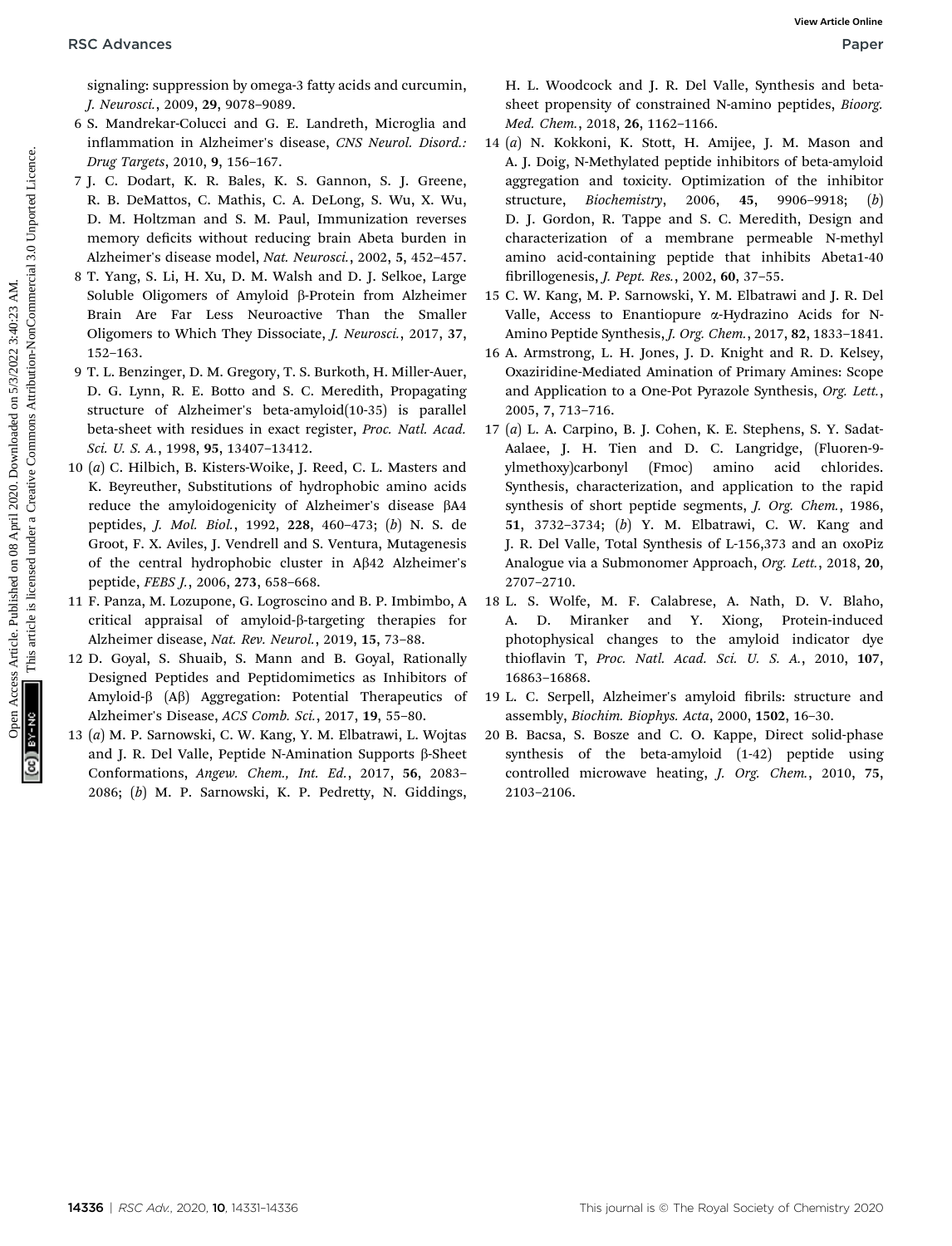signaling: suppression by omega-3 fatty acids and curcumin, *J. Neurosci.*, 2009, **29**, 9078–9089.

6 S. Mandrekar-Colucci and G. E. Landreth, Microglia and inflammation in Alzheimer's disease, *CNS Neurol. Disord.: Drug Targets*, 2010, **9**, 156–167.

7 J. C. Dodart, K. R. Bales, K. S. Gannon, S. J. Greene, R. B. DeMattos, C. Mathis, C. A. DeLong, S. Wu, X. Wu, D. M. Holtzman and S. M. Paul, Immunization reverses memory deficits without reducing brain Abeta burden in Alzheimer's disease model, *Nat. Neurosci.*, 2002, **5**, 452–457.

8 T. Yang, S. Li, H. Xu, D. M. Walsh and D. J. Selkoe, Large Soluble Oligomers of Amyloid β-Protein from Alzheimer Brain Are Far Less Neuroactive Than the Smaller Oligomers to Which They Dissociate, *J. Neurosci.*, 2017, **37**, 152–163.

9 T. L. Benzinger, D. M. Gregory, T. S. Burkoth, H. Miller-Auer, D. G. Lynn, R. E. Botto and S. C. Meredith, Propagating structure of Alzheimer's beta-amyloid(10-35) is parallel beta-sheet with residues in exact register, *Proc. Natl. Acad. Sci. U. S. A.*, 1998, **95**, 13407–13412.

10 (*a*) C. Hilbich, B. Kisters-Woike, J. Reed, C. L. Masters and K. Beyreuther, Substitutions of hydrophobic amino acids reduce the amyloidogenicity of Alzheimer's disease βA4 peptides, *J. Mol. Biol.*, 1992, **228**, 460–473; (*b*) N. S. de Groot, F. X. Aviles, J. Vendrell and S. Ventura, Mutagenesis of the central hydrophobic cluster in Aβ42 Alzheimer's peptide, *FEBS J.*, 2006, **273**, 658–668.

11 F. Panza, M. Lozupone, G. Logroscino and B. P. Imbimbo, A critical appraisal of amyloid-β-targeting therapies for Alzheimer disease, *Nat. Rev. Neurol.*, 2019, **15**, 73–88.

12 D. Goyal, S. Shuaib, S. Mann and B. Goyal, Rationally Designed Peptides and Peptidomimetics as Inhibitors of Amyloid-β (Aβ) Aggregation: Potential Therapeutics of Alzheimer's Disease, *ACS Comb. Sci.*, 2017, **19**, 55–80.

13 (*a*) M. P. Sarnowski, C. W. Kang, Y. M. Elbatrawi, L. Wojtas and J. R. Del Valle, Peptide N-Amination Supports β-Sheet Conformations, *Angew. Chem., Int. Ed.*, 2017, **56**, 2083–2086; (*b*) M. P. Sarnowski, K. P. Pedretty, N. Giddings, H. L. Woodcock and J. R. Del Valle, Synthesis and beta-sheet propensity of constrained N-amino peptides, *Bioorg. Med. Chem.*, 2018, **26**, 1162–1166.

14 (*a*) N. Kokkoni, K. Stott, H. Amijee, J. M. Mason and A. J. Doig, N-Methylated peptide inhibitors of beta-amyloid aggregation and toxicity. Optimization of the inhibitor structure, *Biochemistry*, 2006, **45**, 9906–9918; (*b*) D. J. Gordon, R. Tappe and S. C. Meredith, Design and characterization of a membrane permeable N-methyl amino acid-containing peptide that inhibits Abeta1-40 fibrillogenesis, *J. Pept. Res.*, 2002, **60**, 37–55.

15 C. W. Kang, M. P. Sarnowski, Y. M. Elbatrawi and J. R. Del Valle, Access to Enantiopure α-Hydrazino Acids for N-Amino Peptide Synthesis, *J. Org. Chem.*, 2017, **82**, 1833–1841.

16 A. Armstrong, L. H. Jones, J. D. Knight and R. D. Kelsey, Oxaziridine-Mediated Amination of Primary Amines: Scope and Application to a One-Pot Pyrazole Synthesis, *Org. Lett.*, 2005, **7**, 713–716.

17 (*a*) L. A. Carpino, B. J. Cohen, K. E. Stephens, S. Y. Sadat-Aalaee, J. H. Tien and D. C. Langridge, (Fluoren-9-ylmethoxy)carbonyl (Fmoc) amino acid chlorides. Synthesis, characterization, and application to the rapid synthesis of short peptide segments, *J. Org. Chem.*, 1986, **51**, 3732–3734; (*b*) Y. M. Elbatrawi, C. W. Kang and J. R. Del Valle, Total Synthesis of L-156,373 and an oxoPiz Analogue via a Submonomer Approach, *Org. Lett.*, 2018, **20**, 2707–2710.

18 L. S. Wolfe, M. F. Calabrese, A. Nath, D. V. Blaho, A. D. Miranker and Y. Xiong, Protein-induced photophysical changes to the amyloid indicator dye thioflavin T, *Proc. Natl. Acad. Sci. U. S. A.*, 2010, **107**, 16863–16868.

19 L. C. Serpell, Alzheimer's amyloid fibrils: structure and assembly, *Biochim. Biophys. Acta*, 2000, **1502**, 16–30.

20 B. Bacsa, S. Bosze and C. O. Kappe, Direct solid-phase synthesis of the beta-amyloid (1-42) peptide using controlled microwave heating, *J. Org. Chem.*, 2010, **75**, 2103–2106.